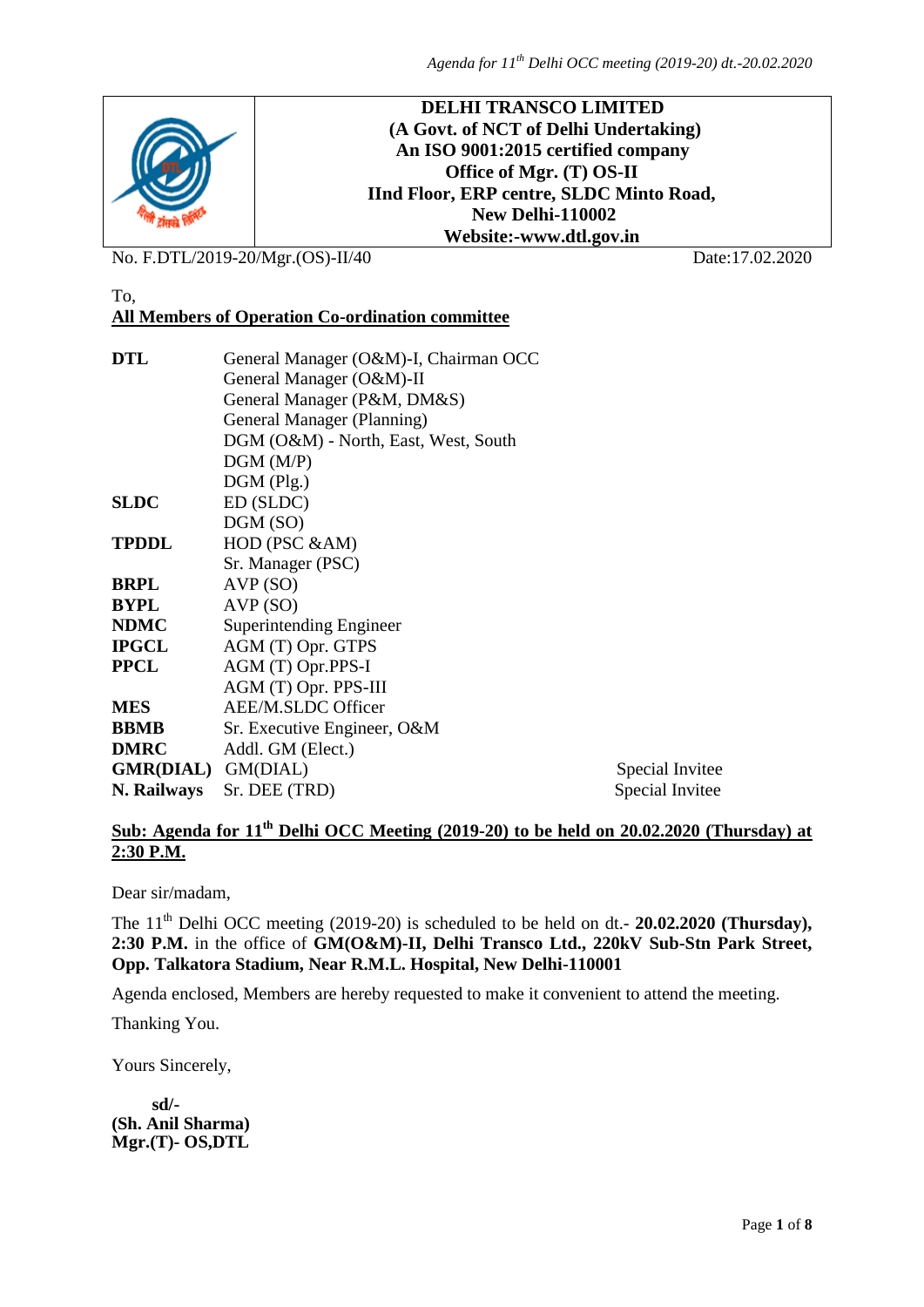**DELHI TRANSCO LIMITED**
**(A Govt. of NCT of Delhi Undertaking)**
**An ISO 9001:2015 certified company**
**Office of Mgr. (T) OS-II**
**IInd Floor, ERP centre, SLDC Minto Road,**
**New Delhi-110002**
**Website:-www.dtl.gov.in**

No. F.DTL/2019-20/Mgr.(OS)-II/40 Date:17.02.2020

To,

**All Members of Operation Co-ordination committee**

| | | |
|---|---|---|
| **DTL** | General Manager (O&M)-I, Chairman OCC | |
| | General Manager (O&M)-II | |
| | General Manager (P&M, DM&S) | |
| | General Manager (Planning) | |
| | DGM (O&M) - North, East, West, South | |
| | DGM (M/P) | |
| | DGM (Plg.) | |
| **SLDC** | ED (SLDC) | |
| | DGM (SO) | |
| **TPDDL** | HOD (PSC &AM) | |
| | Sr. Manager (PSC) | |
| **BRPL** | AVP (SO) | |
| **BYPL** | AVP (SO) | |
| **NDMC** | Superintending Engineer | |
| **IPGCL** | AGM (T) Opr. GTPS | |
| **PPCL** | AGM (T) Opr.PPS-I | |
| | AGM (T) Opr. PPS-III | |
| **MES** | AEE/M.SLDC Officer | |
| **BBMB** | Sr. Executive Engineer, O&M | |
| **DMRC** | Addl. GM (Elect.) | |
| **GMR(DIAL)** | GM(DIAL) | Special Invitee |
| **N. Railways** | Sr. DEE (TRD) | Special Invitee |

**Sub: Agenda for 11th Delhi OCC Meeting (2019-20) to be held on 20.02.2020 (Thursday) at 2:30 P.M.**

Dear sir/madam,

The 11th Delhi OCC meeting (2019-20) is scheduled to be held on dt.- **20.02.2020 (Thursday), 2:30 P.M.** in the office of **GM(O&M)-II, Delhi Transco Ltd., 220kV Sub-Stn Park Street, Opp. Talkatora Stadium, Near R.M.L. Hospital, New Delhi-110001**

Agenda enclosed, Members are hereby requested to make it convenient to attend the meeting.

Thanking You.

Yours Sincerely,

**sd/-**
**(Sh. Anil Sharma)**
**Mgr.(T)- OS,DTL**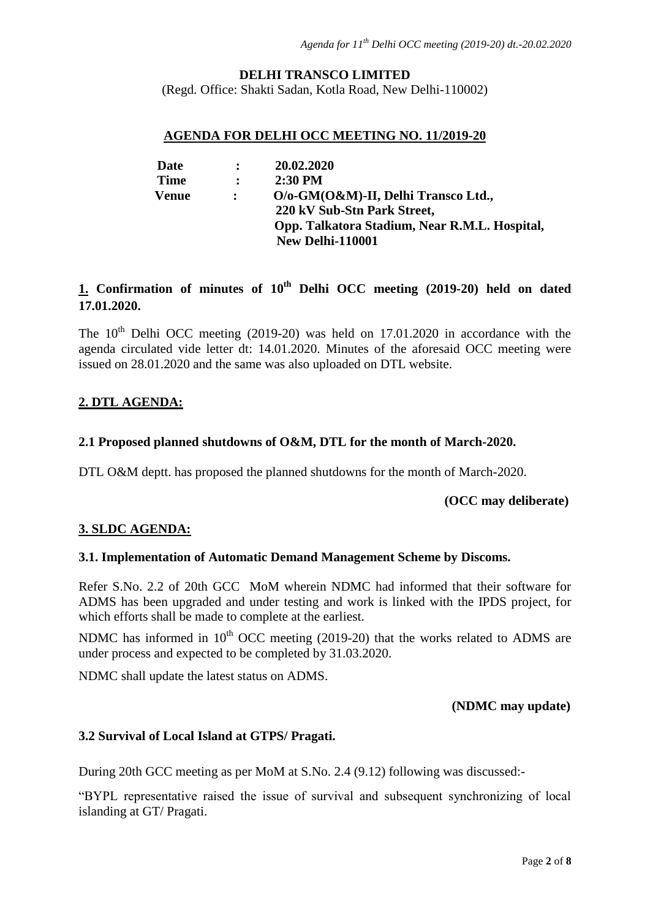**DELHI TRANSCO LIMITED**

(Regd. Office: Shakti Sadan, Kotla Road, New Delhi-110002)

**AGENDA FOR DELHI OCC MEETING NO. 11/2019-20**

| | | |
|---|---|---|
| **Date** | **:** | **20.02.2020** |
| **Time** | **:** | **2:30 PM** |
| **Venue** | **:** | **O/o-GM(O&M)-II, Delhi Transco Ltd., 220 kV Sub-Stn Park Street, Opp. Talkatora Stadium, Near R.M.L. Hospital, New Delhi-110001** |

## 1. Confirmation of minutes of 10th Delhi OCC meeting (2019-20) held on dated 17.01.2020.

The 10th Delhi OCC meeting (2019-20) was held on 17.01.2020 in accordance with the agenda circulated vide letter dt: 14.01.2020. Minutes of the aforesaid OCC meeting were issued on 28.01.2020 and the same was also uploaded on DTL website.

## 2. DTL AGENDA:

### 2.1 Proposed planned shutdowns of O&M, DTL for the month of March-2020.

DTL O&M deptt. has proposed the planned shutdowns for the month of March-2020.

**(OCC may deliberate)**

## 3. SLDC AGENDA:

### 3.1. Implementation of Automatic Demand Management Scheme by Discoms.

Refer S.No. 2.2 of 20th GCC MoM wherein NDMC had informed that their software for ADMS has been upgraded and under testing and work is linked with the IPDS project, for which efforts shall be made to complete at the earliest.

NDMC has informed in 10th OCC meeting (2019-20) that the works related to ADMS are under process and expected to be completed by 31.03.2020.

NDMC shall update the latest status on ADMS.

**(NDMC may update)**

### 3.2 Survival of Local Island at GTPS/ Pragati.

During 20th GCC meeting as per MoM at S.No. 2.4 (9.12) following was discussed:-

"BYPL representative raised the issue of survival and subsequent synchronizing of local islanding at GT/ Pragati.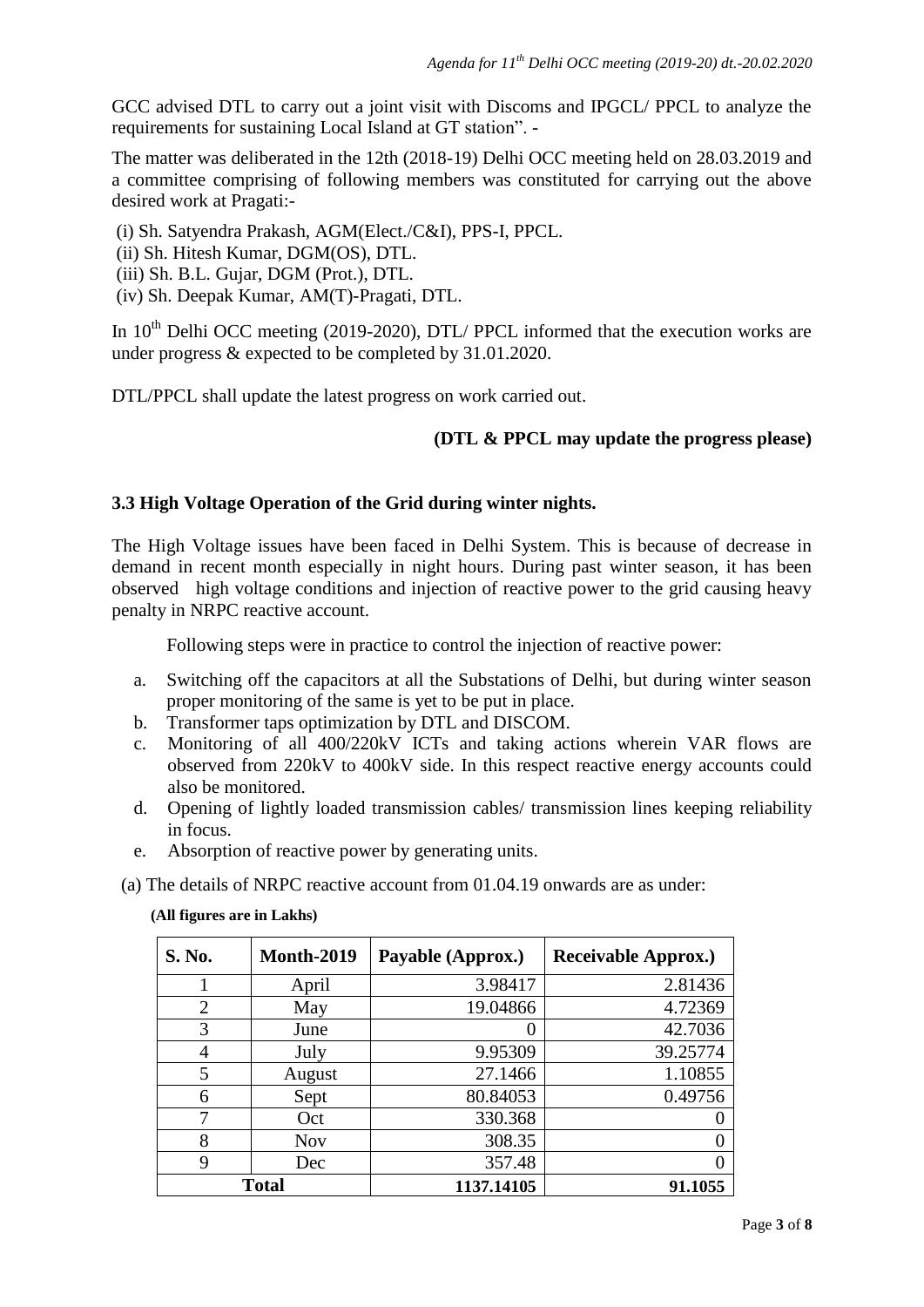GCC advised DTL to carry out a joint visit with Discoms and IPGCL/ PPCL to analyze the requirements for sustaining Local Island at GT station". -

The matter was deliberated in the 12th (2018-19) Delhi OCC meeting held on 28.03.2019 and a committee comprising of following members was constituted for carrying out the above desired work at Pragati:-

(i) Sh. Satyendra Prakash, AGM(Elect./C&I), PPS-I, PPCL.
(ii) Sh. Hitesh Kumar, DGM(OS), DTL.
(iii) Sh. B.L. Gujar, DGM (Prot.), DTL.
(iv) Sh. Deepak Kumar, AM(T)-Pragati, DTL.

In 10th Delhi OCC meeting (2019-2020), DTL/ PPCL informed that the execution works are under progress & expected to be completed by 31.01.2020.

DTL/PPCL shall update the latest progress on work carried out.

**(DTL & PPCL may update the progress please)**

### 3.3 High Voltage Operation of the Grid during winter nights.

The High Voltage issues have been faced in Delhi System. This is because of decrease in demand in recent month especially in night hours. During past winter season, it has been observed high voltage conditions and injection of reactive power to the grid causing heavy penalty in NRPC reactive account.

Following steps were in practice to control the injection of reactive power:

a. Switching off the capacitors at all the Substations of Delhi, but during winter season proper monitoring of the same is yet to be put in place.
b. Transformer taps optimization by DTL and DISCOM.
c. Monitoring of all 400/220kV ICTs and taking actions wherein VAR flows are observed from 220kV to 400kV side. In this respect reactive energy accounts could also be monitored.
d. Opening of lightly loaded transmission cables/ transmission lines keeping reliability in focus.
e. Absorption of reactive power by generating units.

(a) The details of NRPC reactive account from 01.04.19 onwards are as under:

**(All figures are in Lakhs)**

| S. No. | Month-2019 | Payable (Approx.) | Receivable Approx.) |
|---|---|---|---|
| 1 | April | 3.98417 | 2.81436 |
| 2 | May | 19.04866 | 4.72369 |
| 3 | June | 0 | 42.7036 |
| 4 | July | 9.95309 | 39.25774 |
| 5 | August | 27.1466 | 1.10855 |
| 6 | Sept | 80.84053 | 0.49756 |
| 7 | Oct | 330.368 | 0 |
| 8 | Nov | 308.35 | 0 |
| 9 | Dec | 357.48 | 0 |
| **Total** | | **1137.14105** | **91.1055** |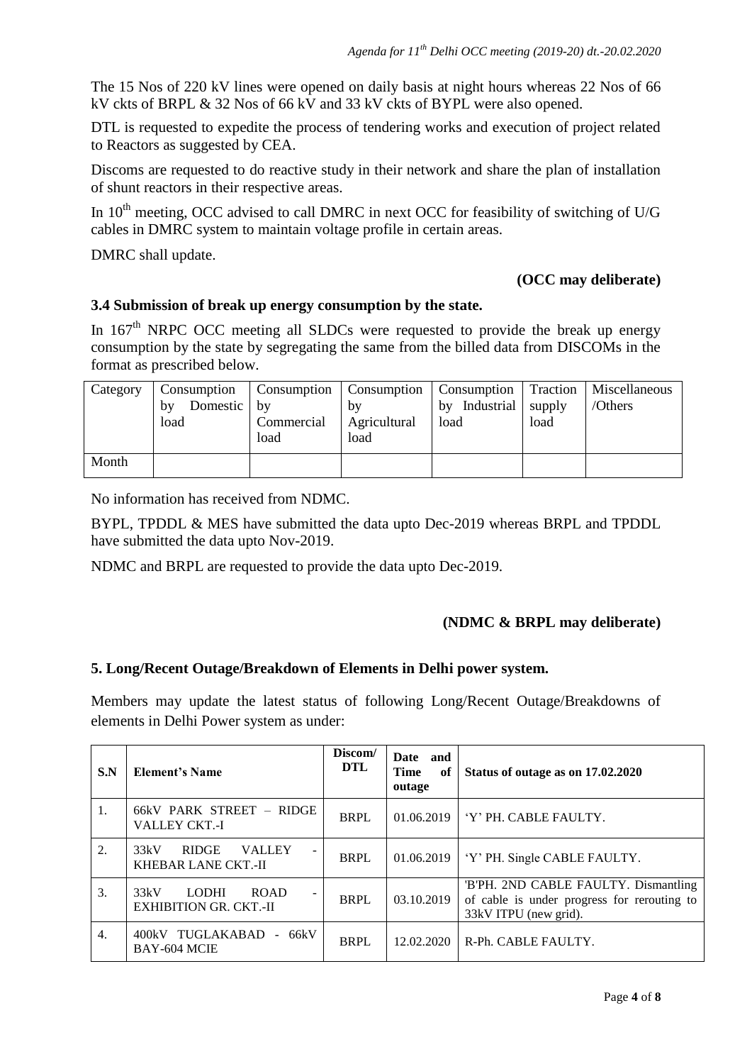The 15 Nos of 220 kV lines were opened on daily basis at night hours whereas 22 Nos of 66 kV ckts of BRPL & 32 Nos of 66 kV and 33 kV ckts of BYPL were also opened.

DTL is requested to expedite the process of tendering works and execution of project related to Reactors as suggested by CEA.

Discoms are requested to do reactive study in their network and share the plan of installation of shunt reactors in their respective areas.

In 10th meeting, OCC advised to call DMRC in next OCC for feasibility of switching of U/G cables in DMRC system to maintain voltage profile in certain areas.

DMRC shall update.

**(OCC may deliberate)**

### 3.4 Submission of break up energy consumption by the state.

In 167th NRPC OCC meeting all SLDCs were requested to provide the break up energy consumption by the state by segregating the same from the billed data from DISCOMs in the format as prescribed below.

| Category | Consumption by Domestic load | Consumption by Commercial load | Consumption by Agricultural load | Consumption by Industrial load | Traction supply load | Miscellaneous /Others |
|---|---|---|---|---|---|---|
| Month | | | | | | |

No information has received from NDMC.

BYPL, TPDDL & MES have submitted the data upto Dec-2019 whereas BRPL and TPDDL have submitted the data upto Nov-2019.

NDMC and BRPL are requested to provide the data upto Dec-2019.

**(NDMC & BRPL may deliberate)**

### 5. Long/Recent Outage/Breakdown of Elements in Delhi power system.

Members may update the latest status of following Long/Recent Outage/Breakdowns of elements in Delhi Power system as under:

| S.N | Element's Name | Discom/ DTL | Date and Time of outage | Status of outage as on 17.02.2020 |
|---|---|---|---|---|
| 1. | 66kV PARK STREET – RIDGE VALLEY CKT.-I | BRPL | 01.06.2019 | 'Y' PH. CABLE FAULTY. |
| 2. | 33kV RIDGE VALLEY - KHEBAR LANE CKT.-II | BRPL | 01.06.2019 | 'Y' PH. Single CABLE FAULTY. |
| 3. | 33kV LODHI ROAD - EXHIBITION GR. CKT.-II | BRPL | 03.10.2019 | 'B'PH. 2ND CABLE FAULTY. Dismantling of cable is under progress for rerouting to 33kV ITPU (new grid). |
| 4. | 400kV TUGLAKABAD - 66kV BAY-604 MCIE | BRPL | 12.02.2020 | R-Ph. CABLE FAULTY. |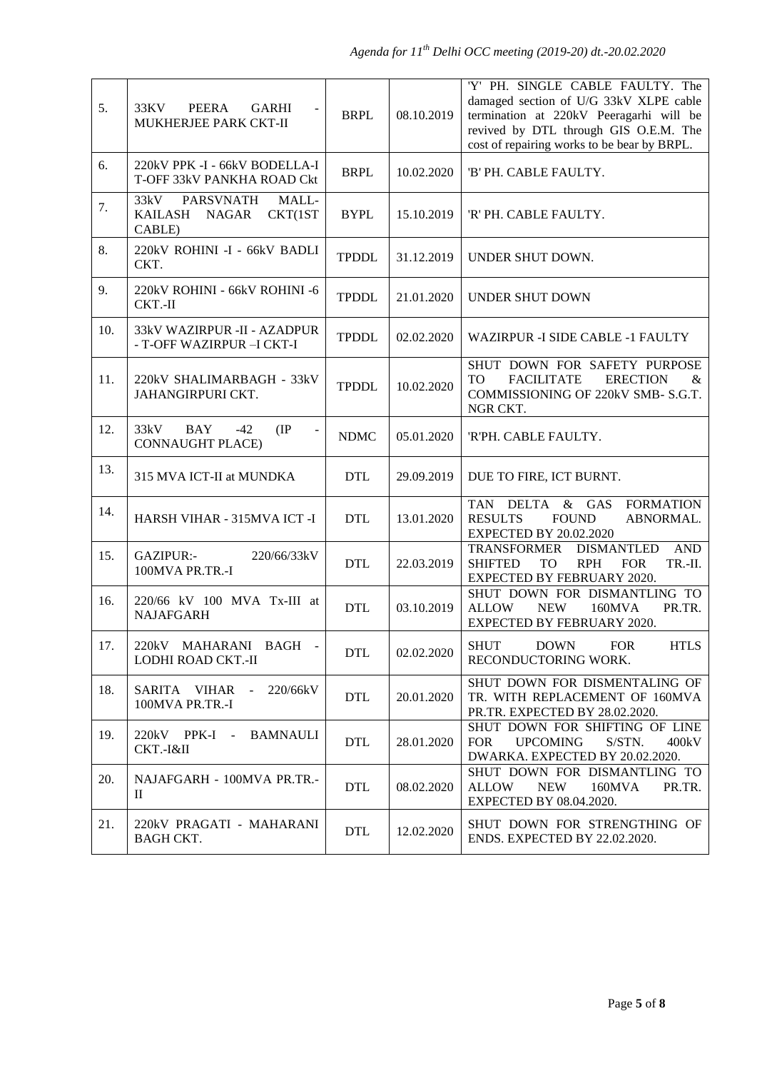| 5. | 33KV PEERA GARHI - MUKHERJEE PARK CKT-II | BRPL | 08.10.2019 | 'Y' PH. SINGLE CABLE FAULTY. The damaged section of U/G 33kV XLPE cable termination at 220kV Peeragarhi will be revived by DTL through GIS O.E.M. The cost of repairing works to be bear by BRPL. |
|---|---|---|---|---|
| 6. | 220kV PPK -I - 66kV BODELLA-I T-OFF 33kV PANKHA ROAD Ckt | BRPL | 10.02.2020 | 'B' PH. CABLE FAULTY. |
| 7. | 33kV PARSVNATH MALL- KAILASH NAGAR CKT(1ST CABLE) | BYPL | 15.10.2019 | 'R' PH. CABLE FAULTY. |
| 8. | 220kV ROHINI -I - 66kV BADLI CKT. | TPDDL | 31.12.2019 | UNDER SHUT DOWN. |
| 9. | 220kV ROHINI - 66kV ROHINI -6 CKT.-II | TPDDL | 21.01.2020 | UNDER SHUT DOWN |
| 10. | 33kV WAZIRPUR -II - AZADPUR - T-OFF WAZIRPUR –I CKT-I | TPDDL | 02.02.2020 | WAZIRPUR -I SIDE CABLE -1 FAULTY |
| 11. | 220kV SHALIMARBAGH - 33kV JAHANGIRPURI CKT. | TPDDL | 10.02.2020 | SHUT DOWN FOR SAFETY PURPOSE TO FACILITATE ERECTION & COMMISSIONING OF 220kV SMB- S.G.T. NGR CKT. |
| 12. | 33kV BAY -42 (IP - CONNAUGHT PLACE) | NDMC | 05.01.2020 | 'R'PH. CABLE FAULTY. |
| 13. | 315 MVA ICT-II at MUNDKA | DTL | 29.09.2019 | DUE TO FIRE, ICT BURNT. |
| 14. | HARSH VIHAR - 315MVA ICT -I | DTL | 13.01.2020 | TAN DELTA & GAS FORMATION RESULTS FOUND ABNORMAL. EXPECTED BY 20.02.2020 |
| 15. | GAZIPUR:- 220/66/33kV 100MVA PR.TR.-I | DTL | 22.03.2019 | TRANSFORMER DISMANTLED AND SHIFTED TO RPH FOR TR.-II. EXPECTED BY FEBRUARY 2020. |
| 16. | 220/66 kV 100 MVA Tx-III at NAJAFGARH | DTL | 03.10.2019 | SHUT DOWN FOR DISMANTLING TO ALLOW NEW 160MVA PR.TR. EXPECTED BY FEBRUARY 2020. |
| 17. | 220kV MAHARANI BAGH - LODHI ROAD CKT.-II | DTL | 02.02.2020 | SHUT DOWN FOR HTLS RECONDUCTORING WORK. |
| 18. | SARITA VIHAR - 220/66kV 100MVA PR.TR.-I | DTL | 20.01.2020 | SHUT DOWN FOR DISMENTALING OF TR. WITH REPLACEMENT OF 160MVA PR.TR. EXPECTED BY 28.02.2020. |
| 19. | 220kV PPK-I - BAMNAULI CKT.-I&II | DTL | 28.01.2020 | SHUT DOWN FOR SHIFTING OF LINE FOR UPCOMING S/STN. 400kV DWARKA. EXPECTED BY 20.02.2020. |
| 20. | NAJAFGARH - 100MVA PR.TR.-II | DTL | 08.02.2020 | SHUT DOWN FOR DISMANTLING TO ALLOW NEW 160MVA PR.TR. EXPECTED BY 08.04.2020. |
| 21. | 220kV PRAGATI - MAHARANI BAGH CKT. | DTL | 12.02.2020 | SHUT DOWN FOR STRENGTHING OF ENDS. EXPECTED BY 22.02.2020. |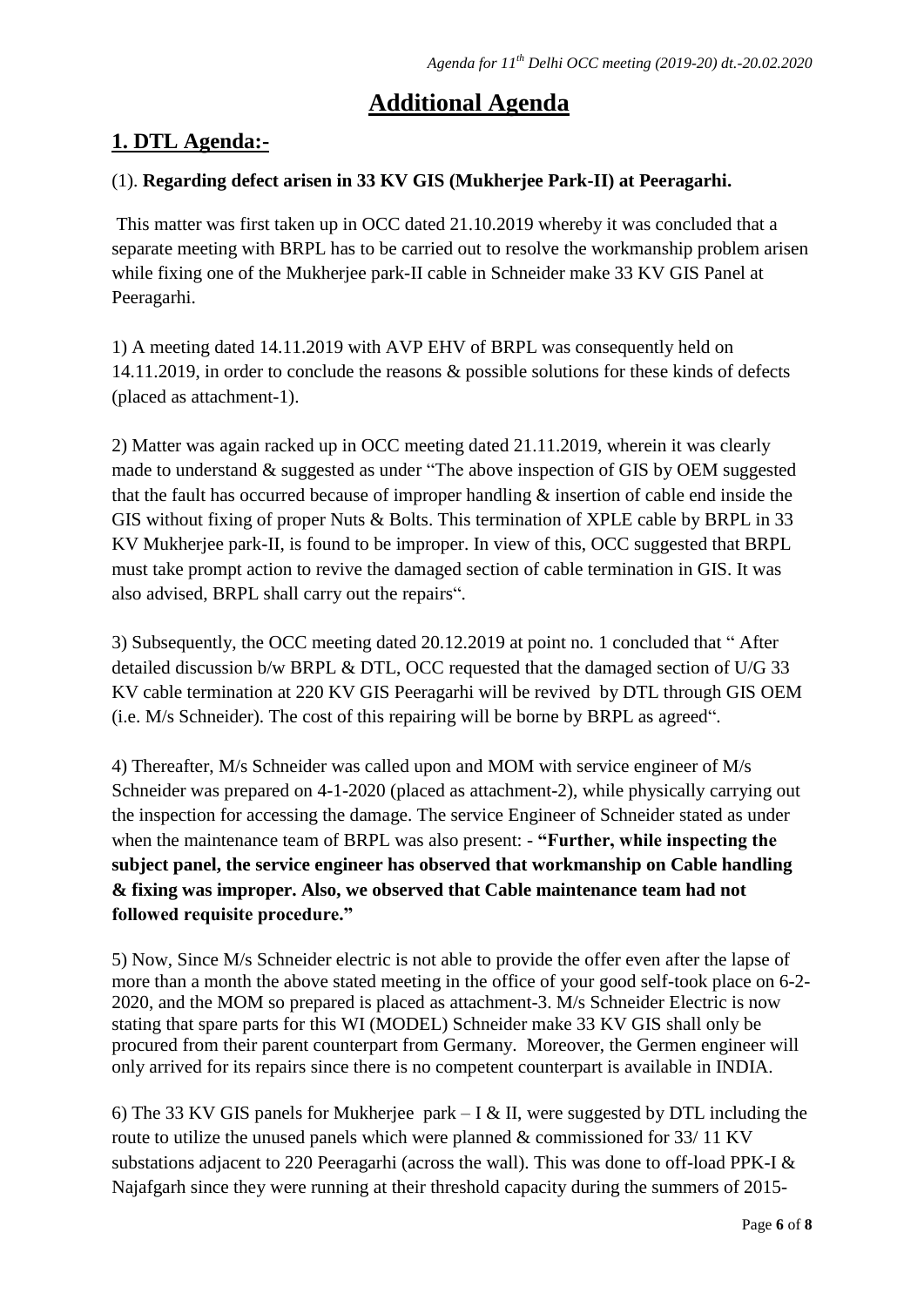# Additional Agenda

## 1. DTL Agenda:-

(1). **Regarding defect arisen in 33 KV GIS (Mukherjee Park-II) at Peeragarhi.**

This matter was first taken up in OCC dated 21.10.2019 whereby it was concluded that a separate meeting with BRPL has to be carried out to resolve the workmanship problem arisen while fixing one of the Mukherjee park-II cable in Schneider make 33 KV GIS Panel at Peeragarhi.

1) A meeting dated 14.11.2019 with AVP EHV of BRPL was consequently held on 14.11.2019, in order to conclude the reasons & possible solutions for these kinds of defects (placed as attachment-1).

2) Matter was again racked up in OCC meeting dated 21.11.2019, wherein it was clearly made to understand & suggested as under "The above inspection of GIS by OEM suggested that the fault has occurred because of improper handling & insertion of cable end inside the GIS without fixing of proper Nuts & Bolts. This termination of XPLE cable by BRPL in 33 KV Mukherjee park-II, is found to be improper. In view of this, OCC suggested that BRPL must take prompt action to revive the damaged section of cable termination in GIS. It was also advised, BRPL shall carry out the repairs".

3) Subsequently, the OCC meeting dated 20.12.2019 at point no. 1 concluded that " After detailed discussion b/w BRPL & DTL, OCC requested that the damaged section of U/G 33 KV cable termination at 220 KV GIS Peeragarhi will be revived by DTL through GIS OEM (i.e. M/s Schneider). The cost of this repairing will be borne by BRPL as agreed".

4) Thereafter, M/s Schneider was called upon and MOM with service engineer of M/s Schneider was prepared on 4-1-2020 (placed as attachment-2), while physically carrying out the inspection for accessing the damage. The service Engineer of Schneider stated as under when the maintenance team of BRPL was also present: - **"Further, while inspecting the subject panel, the service engineer has observed that workmanship on Cable handling & fixing was improper. Also, we observed that Cable maintenance team had not followed requisite procedure."**

5) Now, Since M/s Schneider electric is not able to provide the offer even after the lapse of more than a month the above stated meeting in the office of your good self-took place on 6-2-2020, and the MOM so prepared is placed as attachment-3. M/s Schneider Electric is now stating that spare parts for this WI (MODEL) Schneider make 33 KV GIS shall only be procured from their parent counterpart from Germany. Moreover, the Germen engineer will only arrived for its repairs since there is no competent counterpart is available in INDIA.

6) The 33 KV GIS panels for Mukherjee park – I & II, were suggested by DTL including the route to utilize the unused panels which were planned & commissioned for 33/ 11 KV substations adjacent to 220 Peeragarhi (across the wall). This was done to off-load PPK-I & Najafgarh since they were running at their threshold capacity during the summers of 2015-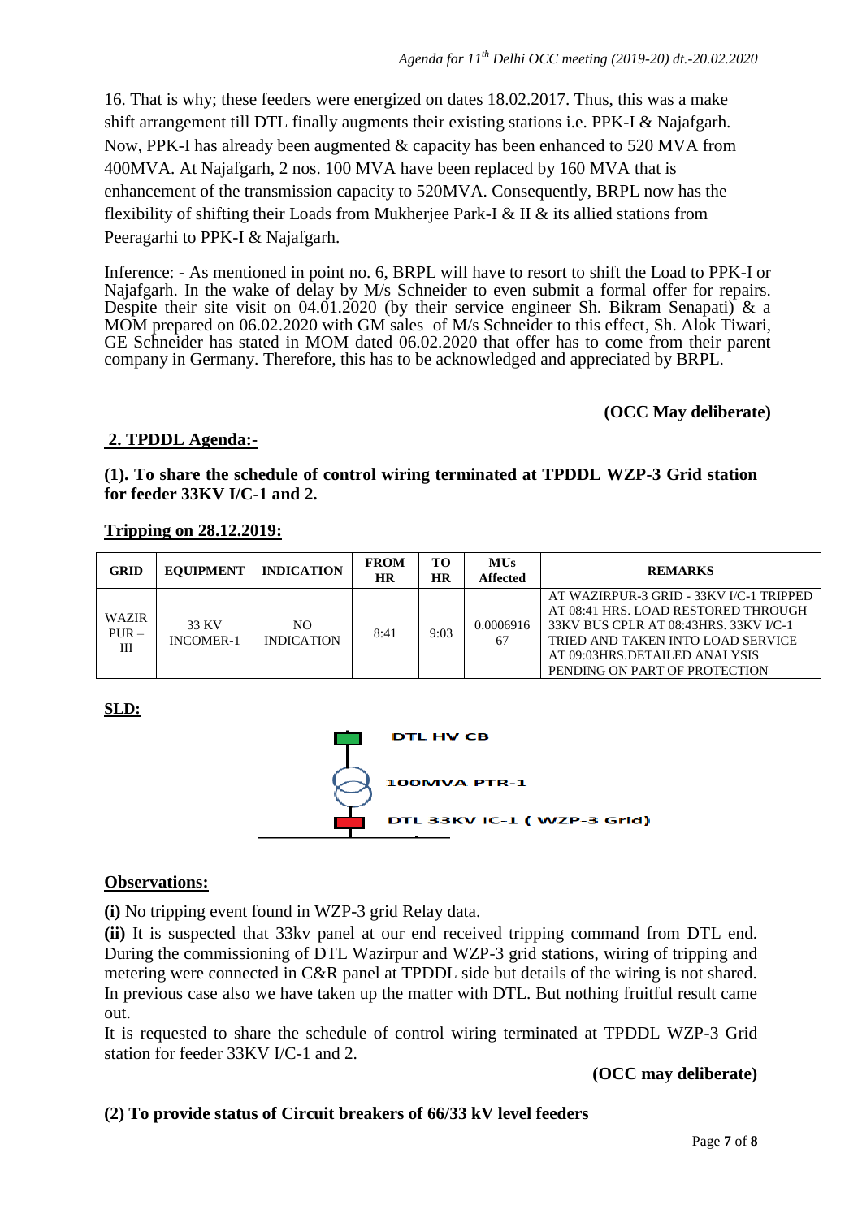16. That is why; these feeders were energized on dates 18.02.2017. Thus, this was a make shift arrangement till DTL finally augments their existing stations i.e. PPK-I & Najafgarh. Now, PPK-I has already been augmented & capacity has been enhanced to 520 MVA from 400MVA. At Najafgarh, 2 nos. 100 MVA have been replaced by 160 MVA that is enhancement of the transmission capacity to 520MVA. Consequently, BRPL now has the flexibility of shifting their Loads from Mukherjee Park-I & II & its allied stations from Peeragarhi to PPK-I & Najafgarh.

Inference: - As mentioned in point no. 6, BRPL will have to resort to shift the Load to PPK-I or Najafgarh. In the wake of delay by M/s Schneider to even submit a formal offer for repairs. Despite their site visit on 04.01.2020 (by their service engineer Sh. Bikram Senapati) & a MOM prepared on 06.02.2020 with GM sales of M/s Schneider to this effect, Sh. Alok Tiwari, GE Schneider has stated in MOM dated 06.02.2020 that offer has to come from their parent company in Germany. Therefore, this has to be acknowledged and appreciated by BRPL.

**(OCC May deliberate)**

## 2. TPDDL Agenda:-

### (1). To share the schedule of control wiring terminated at TPDDL WZP-3 Grid station for feeder 33KV I/C-1 and 2.

**Tripping on 28.12.2019:**

| GRID | EQUIPMENT | INDICATION | FROM HR | TO HR | MUs Affected | REMARKS |
|---|---|---|---|---|---|---|
| WAZIRPUR – III | 33 KV INCOMER-1 | NO INDICATION | 8:41 | 9:03 | 0.000691667 | AT WAZIRPUR-3 GRID - 33KV I/C-1 TRIPPED AT 08:41 HRS. LOAD RESTORED THROUGH 33KV BUS CPLR AT 08:43HRS. 33KV I/C-1 TRIED AND TAKEN INTO LOAD SERVICE AT 09:03HRS.DETAILED ANALYSIS PENDING ON PART OF PROTECTION |

**SLD:**

DTL HV CB

100MVA PTR-1

DTL 33KV IC-1 ( WZP-3 Grid)

**Observations:**

**(i)** No tripping event found in WZP-3 grid Relay data.

**(ii)** It is suspected that 33kv panel at our end received tripping command from DTL end. During the commissioning of DTL Wazirpur and WZP-3 grid stations, wiring of tripping and metering were connected in C&R panel at TPDDL side but details of the wiring is not shared. In previous case also we have taken up the matter with DTL. But nothing fruitful result came out.

It is requested to share the schedule of control wiring terminated at TPDDL WZP-3 Grid station for feeder 33KV I/C-1 and 2.

**(OCC may deliberate)**

### (2) To provide status of Circuit breakers of 66/33 kV level feeders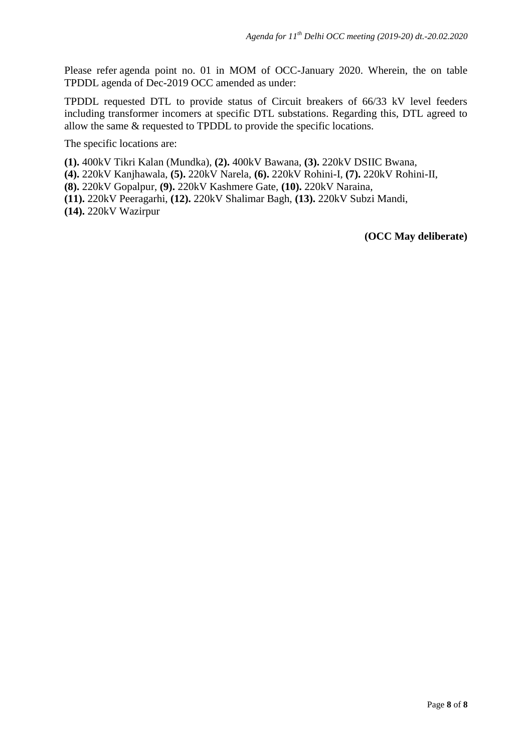Please refer agenda point no. 01 in MOM of OCC-January 2020. Wherein, the on table TPDDL agenda of Dec-2019 OCC amended as under:

TPDDL requested DTL to provide status of Circuit breakers of 66/33 kV level feeders including transformer incomers at specific DTL substations. Regarding this, DTL agreed to allow the same & requested to TPDDL to provide the specific locations.

The specific locations are:

**(1).** 400kV Tikri Kalan (Mundka), **(2).** 400kV Bawana, **(3).** 220kV DSIIC Bwana,
**(4).** 220kV Kanjhawala, **(5).** 220kV Narela, **(6).** 220kV Rohini-I, **(7).** 220kV Rohini-II,
**(8).** 220kV Gopalpur, **(9).** 220kV Kashmere Gate, **(10).** 220kV Naraina,
**(11).** 220kV Peeragarhi, **(12).** 220kV Shalimar Bagh, **(13).** 220kV Subzi Mandi,
**(14).** 220kV Wazirpur

**(OCC May deliberate)**